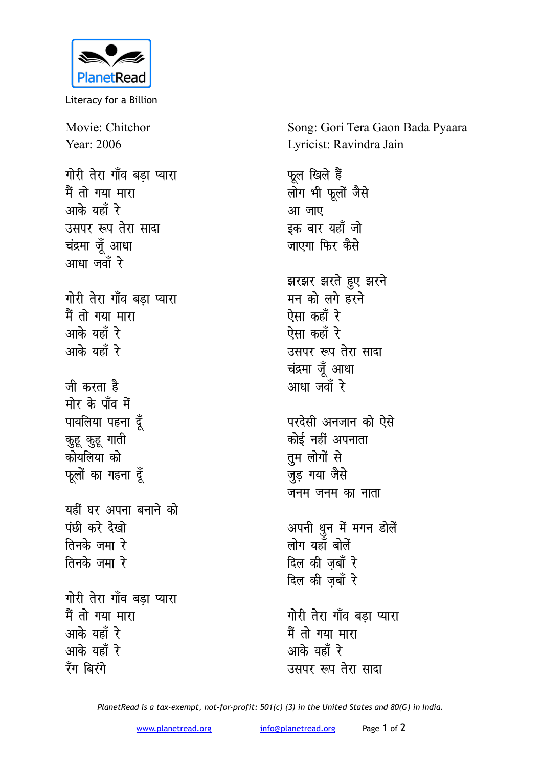Literacy for a Billion

Movie: Chitchor
Year: 2006

Song: Gori Tera Gaon Bada Pyaara
Lyricist: Ravindra Jain

गोरी तेरा गाँव बड़ा प्यारा
मैं तो गया मारा
आके यहाँ रे
उसपर रूप तेरा सादा
चंद्रमा जूँ आधा
आधा जवाँ रे

गोरी तेरा गाँव बड़ा प्यारा
मैं तो गया मारा
आके यहाँ रे
आके यहाँ रे

जी करता है
मोर के पाँव में
पायलिया पहना दूँ
कुहू कुहू गाती
कोयलिया को
फूलों का गहना दूँ

यहीं घर अपना बनाने को
पंछी करे देखो
तिनके जमा रे
तिनके जमा रे

गोरी तेरा गाँव बड़ा प्यारा
मैं तो गया मारा
आके यहाँ रे
आके यहाँ रे
रँग बिरंगे

फूल खिले हैं
लोग भी फूलों जैसे
आ जाए
इक बार यहाँ जो
जाएगा फिर कैसे

झरझर झरते हुए झरने
मन को लगे हरने
ऐसा कहाँ रे
ऐसा कहाँ रे
उसपर रूप तेरा सादा
चंद्रमा जूँ आधा
आधा जवाँ रे

परदेसी अनजान को ऐसे
कोई नहीं अपनाता
तुम लोगों से
जुड़ गया जैसे
जनम जनम का नाता

अपनी धुन में मगन डोलें
लोग यहाँ बोलें
दिल की ज़बाँ रे
दिल की ज़बाँ रे

गोरी तेरा गाँव बड़ा प्यारा
मैं तो गया मारा
आके यहाँ रे
उसपर रूप तेरा सादा

*PlanetRead is a tax-exempt, not-for-profit: 501(c) (3) in the United States and 80(G) in India.*

www.planetread.org info@planetread.org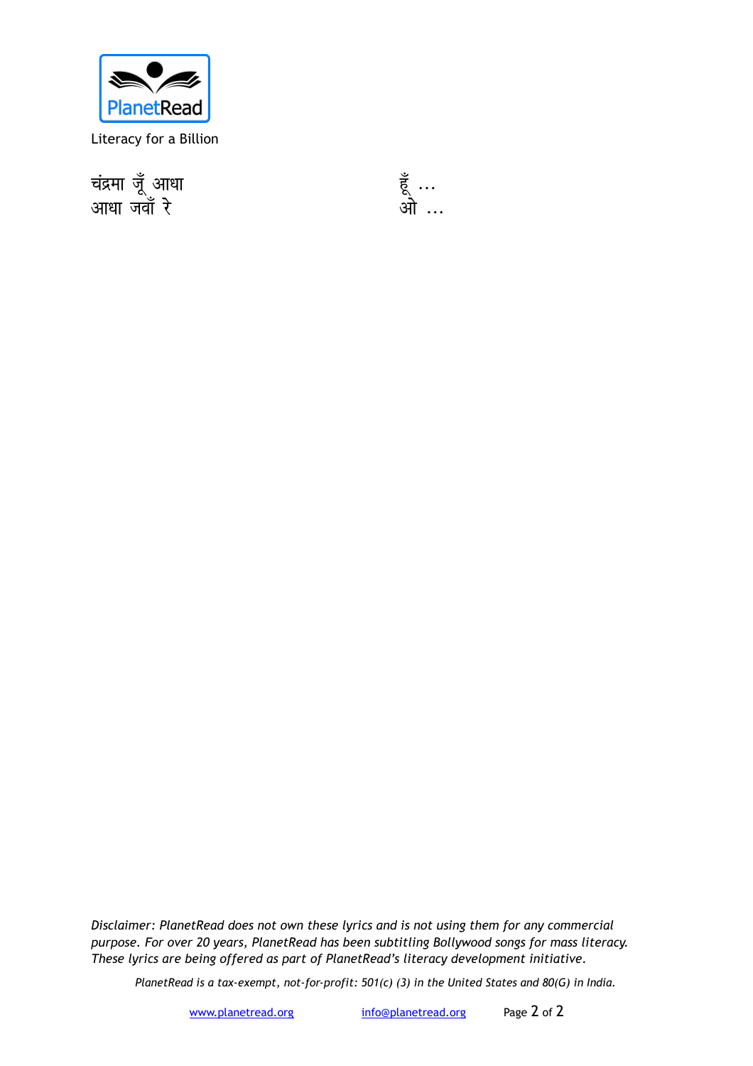Literacy for a Billion

चंद्रमा जूँ आधा　　　　　　　　　　हूँ ...
आधा जवाँ रे　　　　　　　　　　　ओ ...

*Disclaimer: PlanetRead does not own these lyrics and is not using them for any commercial purpose. For over 20 years, PlanetRead has been subtitling Bollywood songs for mass literacy. These lyrics are being offered as part of PlanetRead's literacy development initiative.*

*PlanetRead is a tax-exempt, not-for-profit: 501(c) (3) in the United States and 80(G) in India.*

www.planetread.org　　info@planetread.org